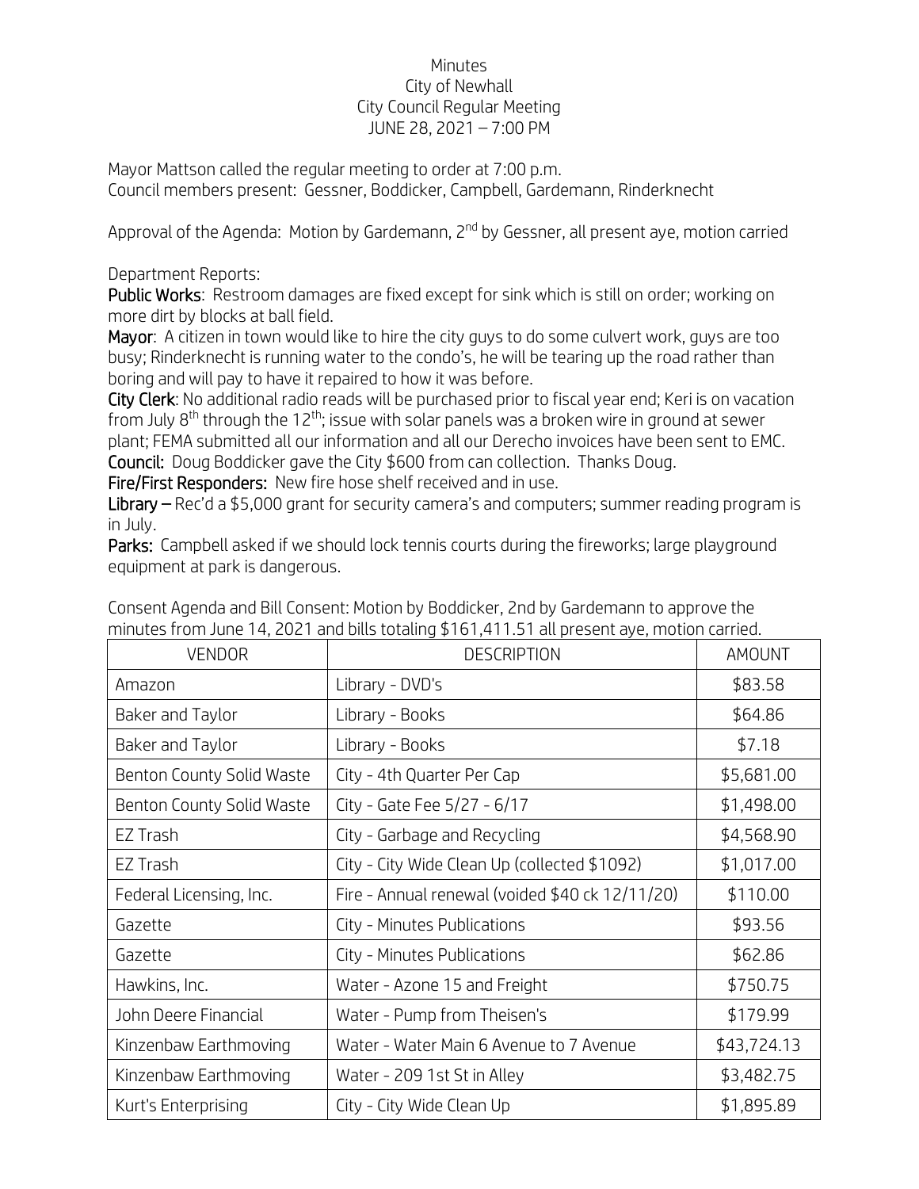Minutes
City of Newhall
City Council Regular Meeting
JUNE 28, 2021 – 7:00 PM

Mayor Mattson called the regular meeting to order at 7:00 p.m.
Council members present: Gessner, Boddicker, Campbell, Gardemann, Rinderknecht

Approval of the Agenda: Motion by Gardemann, 2nd by Gessner, all present aye, motion carried

Department Reports:

**Public Works**: Restroom damages are fixed except for sink which is still on order; working on more dirt by blocks at ball field.

**Mayor**: A citizen in town would like to hire the city guys to do some culvert work, guys are too busy; Rinderknecht is running water to the condo's, he will be tearing up the road rather than boring and will pay to have it repaired to how it was before.

**City Clerk**: No additional radio reads will be purchased prior to fiscal year end; Keri is on vacation from July 8th through the 12th; issue with solar panels was a broken wire in ground at sewer plant; FEMA submitted all our information and all our Derecho invoices have been sent to EMC.

**Council:** Doug Boddicker gave the City $600 from can collection. Thanks Doug.

**Fire/First Responders:** New fire hose shelf received and in use.

**Library** – Rec'd a $5,000 grant for security camera's and computers; summer reading program is in July.

**Parks:** Campbell asked if we should lock tennis courts during the fireworks; large playground equipment at park is dangerous.

Consent Agenda and Bill Consent: Motion by Boddicker, 2nd by Gardemann to approve the minutes from June 14, 2021 and bills totaling $161,411.51 all present aye, motion carried.

| VENDOR | DESCRIPTION | AMOUNT |
|---|---|---|
| Amazon | Library - DVD's | $83.58 |
| Baker and Taylor | Library - Books | $64.86 |
| Baker and Taylor | Library - Books | $7.18 |
| Benton County Solid Waste | City - 4th Quarter Per Cap | $5,681.00 |
| Benton County Solid Waste | City - Gate Fee 5/27 - 6/17 | $1,498.00 |
| EZ Trash | City - Garbage and Recycling | $4,568.90 |
| EZ Trash | City - City Wide Clean Up (collected $1092) | $1,017.00 |
| Federal Licensing, Inc. | Fire - Annual renewal (voided $40 ck 12/11/20) | $110.00 |
| Gazette | City - Minutes Publications | $93.56 |
| Gazette | City - Minutes Publications | $62.86 |
| Hawkins, Inc. | Water - Azone 15 and Freight | $750.75 |
| John Deere Financial | Water - Pump from Theisen's | $179.99 |
| Kinzenbaw Earthmoving | Water - Water Main 6 Avenue to 7 Avenue | $43,724.13 |
| Kinzenbaw Earthmoving | Water - 209 1st St in Alley | $3,482.75 |
| Kurt's Enterprising | City - City Wide Clean Up | $1,895.89 |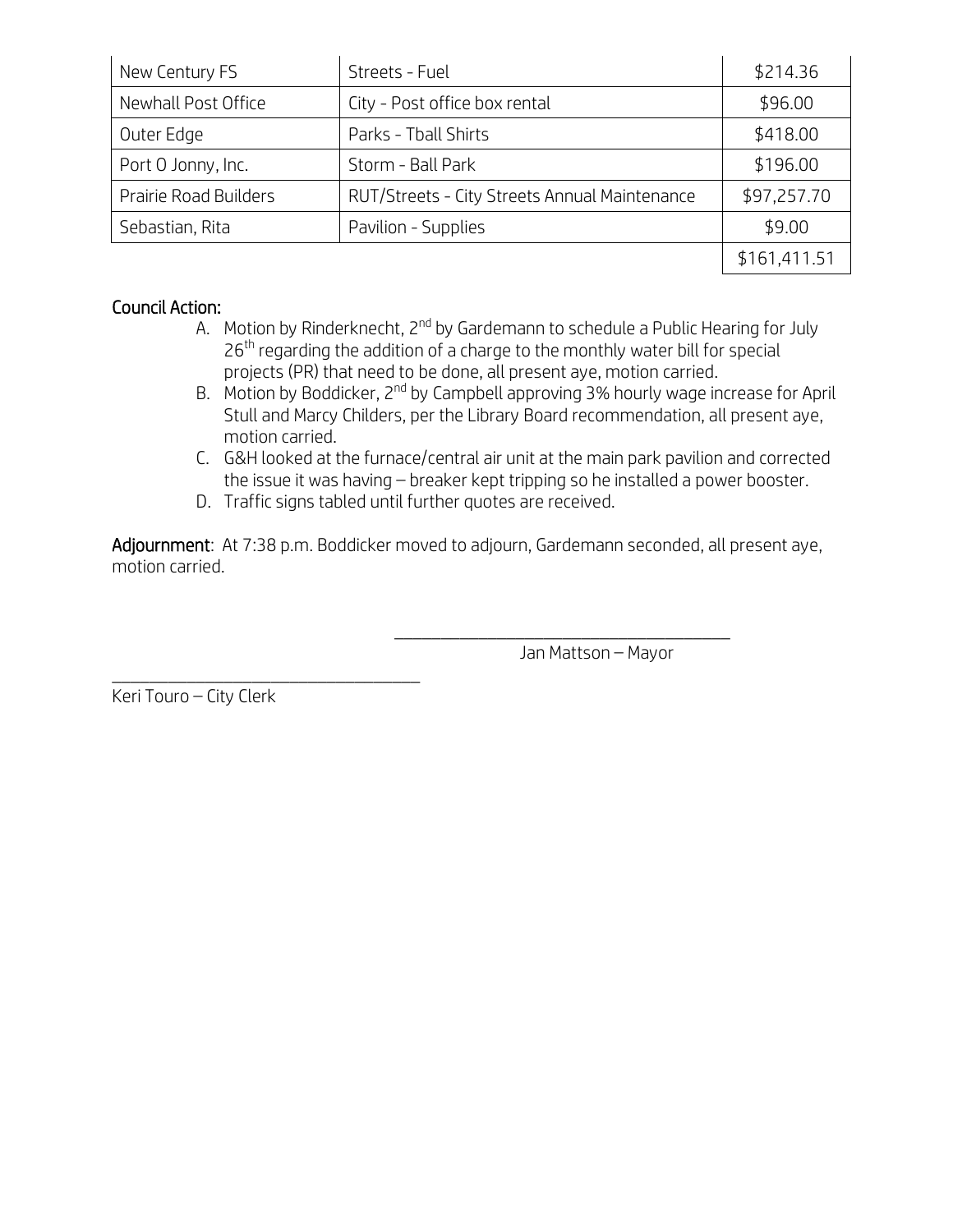| | | |
|---|---|---|
| New Century FS | Streets - Fuel | \$214.36 |
| Newhall Post Office | City - Post office box rental | \$96.00 |
| Outer Edge | Parks - Tball Shirts | \$418.00 |
| Port O Jonny, Inc. | Storm - Ball Park | \$196.00 |
| Prairie Road Builders | RUT/Streets - City Streets Annual Maintenance | \$97,257.70 |
| Sebastian, Rita | Pavilion - Supplies | \$9.00 |
| | | \$161,411.51 |

**Council Action:**

A. Motion by Rinderknecht, 2nd by Gardemann to schedule a Public Hearing for July 26th regarding the addition of a charge to the monthly water bill for special projects (PR) that need to be done, all present aye, motion carried.

B. Motion by Boddicker, 2nd by Campbell approving 3% hourly wage increase for April Stull and Marcy Childers, per the Library Board recommendation, all present aye, motion carried.

C. G&H looked at the furnace/central air unit at the main park pavilion and corrected the issue it was having – breaker kept tripping so he installed a power booster.

D. Traffic signs tabled until further quotes are received.

**Adjournment**: At 7:38 p.m. Boddicker moved to adjourn, Gardemann seconded, all present aye, motion carried.

\_\_\_\_\_\_\_\_\_\_\_\_\_\_\_\_\_\_\_\_\_\_\_\_\_\_\_\_\_\_\_\_\_\_\_\_\_\_\_

Jan Mattson – Mayor

\_\_\_\_\_\_\_\_\_\_\_\_\_\_\_\_\_\_\_\_\_\_\_\_\_\_\_\_\_\_\_\_\_\_\_\_\_\_\_

Keri Touro – City Clerk